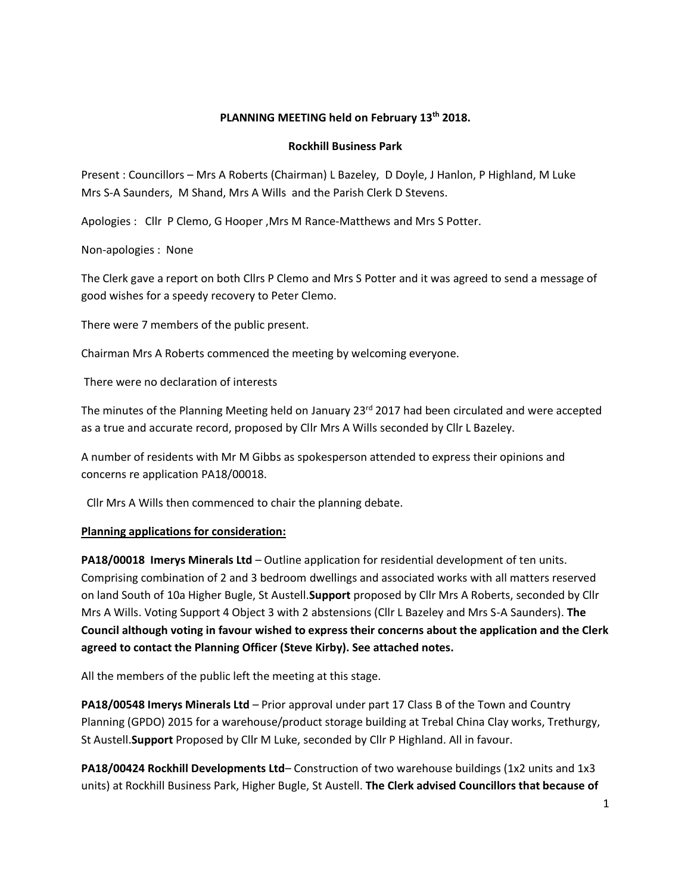**PLANNING MEETING held on February 13th 2018.**

**Rockhill Business Park**

Present : Councillors – Mrs A Roberts (Chairman) L Bazeley, D Doyle, J Hanlon, P Highland, M Luke Mrs S-A Saunders, M Shand, Mrs A Wills and the Parish Clerk D Stevens.

Apologies : Cllr P Clemo, G Hooper ,Mrs M Rance-Matthews and Mrs S Potter.

Non-apologies : None

The Clerk gave a report on both Cllrs P Clemo and Mrs S Potter and it was agreed to send a message of good wishes for a speedy recovery to Peter Clemo.

There were 7 members of the public present.

Chairman Mrs A Roberts commenced the meeting by welcoming everyone.

There were no declaration of interests

The minutes of the Planning Meeting held on January 23rd 2017 had been circulated and were accepted as a true and accurate record, proposed by Cllr Mrs A Wills seconded by Cllr L Bazeley.

A number of residents with Mr M Gibbs as spokesperson attended to express their opinions and concerns re application PA18/00018.

Cllr Mrs A Wills then commenced to chair the planning debate.

**Planning applications for consideration:**

**PA18/00018 Imerys Minerals Ltd** – Outline application for residential development of ten units. Comprising combination of 2 and 3 bedroom dwellings and associated works with all matters reserved on land South of 10a Higher Bugle, St Austell.**Support** proposed by Cllr Mrs A Roberts, seconded by Cllr Mrs A Wills. Voting Support 4 Object 3 with 2 abstensions (Cllr L Bazeley and Mrs S-A Saunders). **The Council although voting in favour wished to express their concerns about the application and the Clerk agreed to contact the Planning Officer (Steve Kirby). See attached notes.**

All the members of the public left the meeting at this stage.

**PA18/00548 Imerys Minerals Ltd** – Prior approval under part 17 Class B of the Town and Country Planning (GPDO) 2015 for a warehouse/product storage building at Trebal China Clay works, Trethurgy, St Austell.**Support** Proposed by Cllr M Luke, seconded by Cllr P Highland. All in favour.

**PA18/00424 Rockhill Developments Ltd**– Construction of two warehouse buildings (1x2 units and 1x3 units) at Rockhill Business Park, Higher Bugle, St Austell. **The Clerk advised Councillors that because of**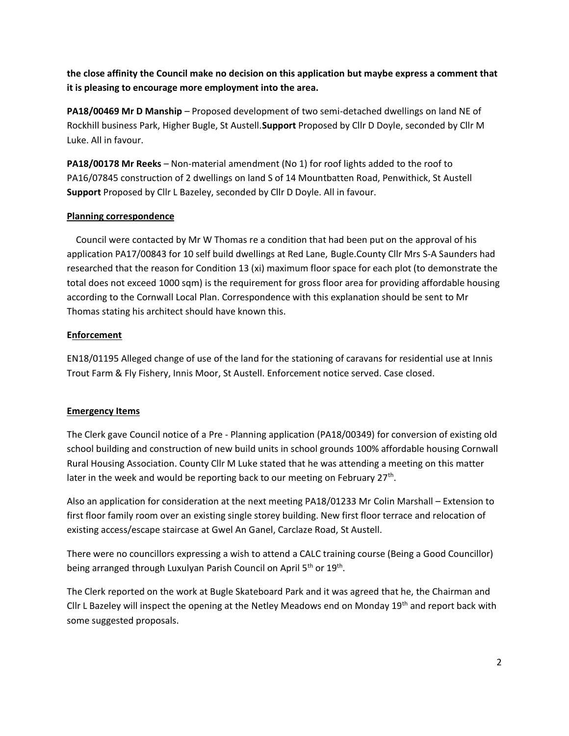**the close affinity the Council make no decision on this application but maybe express a comment that it is pleasing to encourage more employment into the area.**

**PA18/00469 Mr D Manship** – Proposed development of two semi-detached dwellings on land NE of Rockhill business Park, Higher Bugle, St Austell.**Support** Proposed by Cllr D Doyle, seconded by Cllr M Luke. All in favour.

**PA18/00178 Mr Reeks** – Non-material amendment (No 1) for roof lights added to the roof to PA16/07845 construction of 2 dwellings on land S of 14 Mountbatten Road, Penwithick, St Austell **Support** Proposed by Cllr L Bazeley, seconded by Cllr D Doyle. All in favour.

**Planning correspondence**

Council were contacted by Mr W Thomas re a condition that had been put on the approval of his application PA17/00843 for 10 self build dwellings at Red Lane, Bugle.County Cllr Mrs S-A Saunders had researched that the reason for Condition 13 (xi) maximum floor space for each plot (to demonstrate the total does not exceed 1000 sqm) is the requirement for gross floor area for providing affordable housing according to the Cornwall Local Plan. Correspondence with this explanation should be sent to Mr Thomas stating his architect should have known this.

**Enforcement**

EN18/01195 Alleged change of use of the land for the stationing of caravans for residential use at Innis Trout Farm & Fly Fishery, Innis Moor, St Austell. Enforcement notice served. Case closed.

**Emergency Items**

The Clerk gave Council notice of a Pre - Planning application (PA18/00349) for conversion of existing old school building and construction of new build units in school grounds 100% affordable housing Cornwall Rural Housing Association. County Cllr M Luke stated that he was attending a meeting on this matter later in the week and would be reporting back to our meeting on February 27th.

Also an application for consideration at the next meeting PA18/01233 Mr Colin Marshall – Extension to first floor family room over an existing single storey building. New first floor terrace and relocation of existing access/escape staircase at Gwel An Ganel, Carclaze Road, St Austell.

There were no councillors expressing a wish to attend a CALC training course (Being a Good Councillor) being arranged through Luxulyan Parish Council on April 5th or 19th.

The Clerk reported on the work at Bugle Skateboard Park and it was agreed that he, the Chairman and Cllr L Bazeley will inspect the opening at the Netley Meadows end on Monday 19th and report back with some suggested proposals.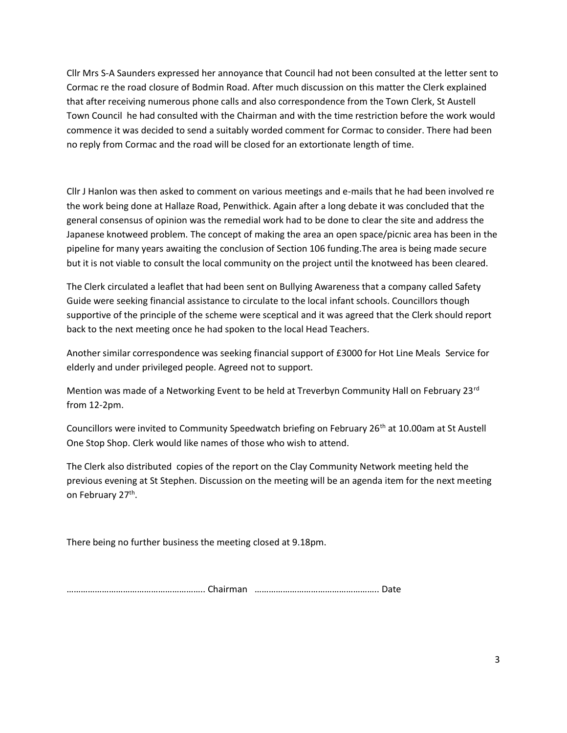Cllr Mrs S-A Saunders expressed her annoyance that Council had not been consulted at the letter sent to Cormac re the road closure of Bodmin Road. After much discussion on this matter the Clerk explained that after receiving numerous phone calls and also correspondence from the Town Clerk, St Austell Town Council he had consulted with the Chairman and with the time restriction before the work would commence it was decided to send a suitably worded comment for Cormac to consider. There had been no reply from Cormac and the road will be closed for an extortionate length of time.

Cllr J Hanlon was then asked to comment on various meetings and e-mails that he had been involved re the work being done at Hallaze Road, Penwithick. Again after a long debate it was concluded that the general consensus of opinion was the remedial work had to be done to clear the site and address the Japanese knotweed problem. The concept of making the area an open space/picnic area has been in the pipeline for many years awaiting the conclusion of Section 106 funding.The area is being made secure but it is not viable to consult the local community on the project until the knotweed has been cleared.

The Clerk circulated a leaflet that had been sent on Bullying Awareness that a company called Safety Guide were seeking financial assistance to circulate to the local infant schools. Councillors though supportive of the principle of the scheme were sceptical and it was agreed that the Clerk should report back to the next meeting once he had spoken to the local Head Teachers.

Another similar correspondence was seeking financial support of £3000 for Hot Line Meals Service for elderly and under privileged people. Agreed not to support.

Mention was made of a Networking Event to be held at Treverbyn Community Hall on February 23rd from 12-2pm.

Councillors were invited to Community Speedwatch briefing on February 26th at 10.00am at St Austell One Stop Shop. Clerk would like names of those who wish to attend.

The Clerk also distributed copies of the report on the Clay Community Network meeting held the previous evening at St Stephen. Discussion on the meeting will be an agenda item for the next meeting on February 27th.

There being no further business the meeting closed at 9.18pm.

………………………………………………….. Chairman ……………………………………………. Date